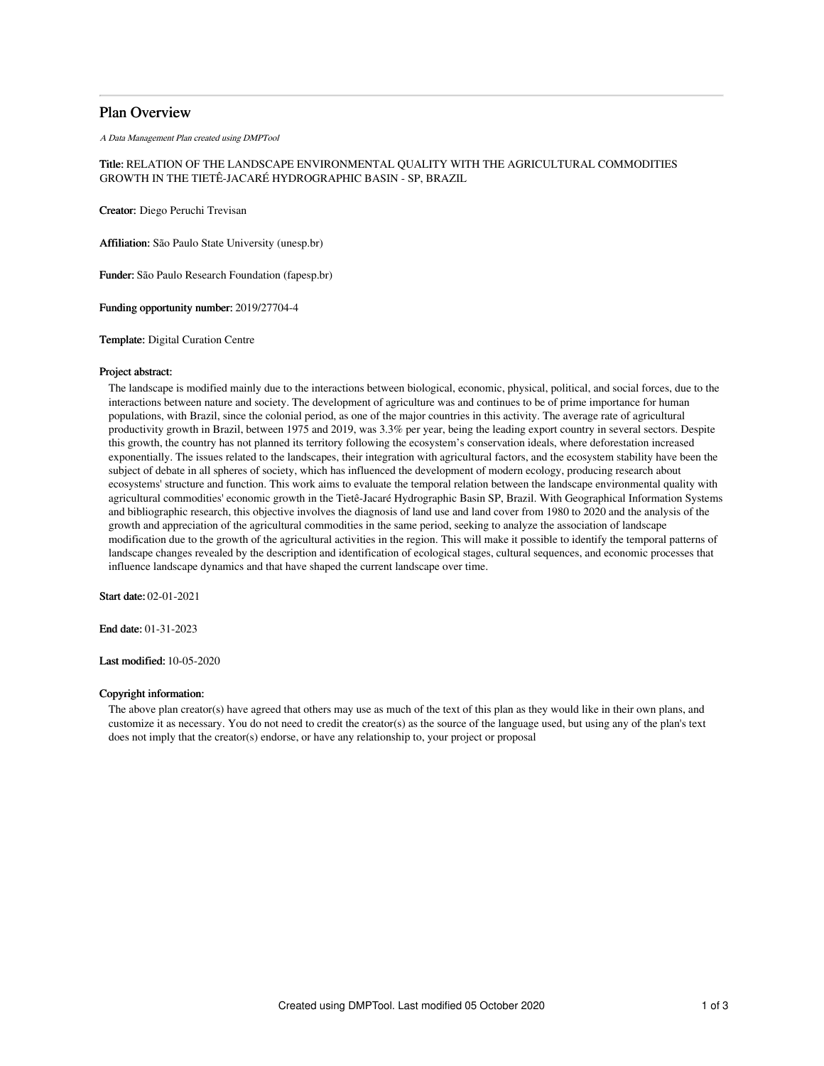# Plan Overview

*A Data Management Plan created using DMPTool*

**Title:** RELATION OF THE LANDSCAPE ENVIRONMENTAL QUALITY WITH THE AGRICULTURAL COMMODITIES GROWTH IN THE TIETÊ-JACARÉ HYDROGRAPHIC BASIN - SP, BRAZIL

**Creator:** Diego Peruchi Trevisan

**Affiliation:** São Paulo State University (unesp.br)

**Funder:** São Paulo Research Foundation (fapesp.br)

**Funding opportunity number:** 2019/27704-4

**Template:** Digital Curation Centre

**Project abstract:**

The landscape is modified mainly due to the interactions between biological, economic, physical, political, and social forces, due to the interactions between nature and society. The development of agriculture was and continues to be of prime importance for human populations, with Brazil, since the colonial period, as one of the major countries in this activity. The average rate of agricultural productivity growth in Brazil, between 1975 and 2019, was 3.3% per year, being the leading export country in several sectors. Despite this growth, the country has not planned its territory following the ecosystem's conservation ideals, where deforestation increased exponentially. The issues related to the landscapes, their integration with agricultural factors, and the ecosystem stability have been the subject of debate in all spheres of society, which has influenced the development of modern ecology, producing research about ecosystems' structure and function. This work aims to evaluate the temporal relation between the landscape environmental quality with agricultural commodities' economic growth in the Tietê-Jacaré Hydrographic Basin SP, Brazil. With Geographical Information Systems and bibliographic research, this objective involves the diagnosis of land use and land cover from 1980 to 2020 and the analysis of the growth and appreciation of the agricultural commodities in the same period, seeking to analyze the association of landscape modification due to the growth of the agricultural activities in the region. This will make it possible to identify the temporal patterns of landscape changes revealed by the description and identification of ecological stages, cultural sequences, and economic processes that influence landscape dynamics and that have shaped the current landscape over time.

**Start date:** 02-01-2021

**End date:** 01-31-2023

**Last modified:** 10-05-2020

**Copyright information:**

The above plan creator(s) have agreed that others may use as much of the text of this plan as they would like in their own plans, and customize it as necessary. You do not need to credit the creator(s) as the source of the language used, but using any of the plan's text does not imply that the creator(s) endorse, or have any relationship to, your project or proposal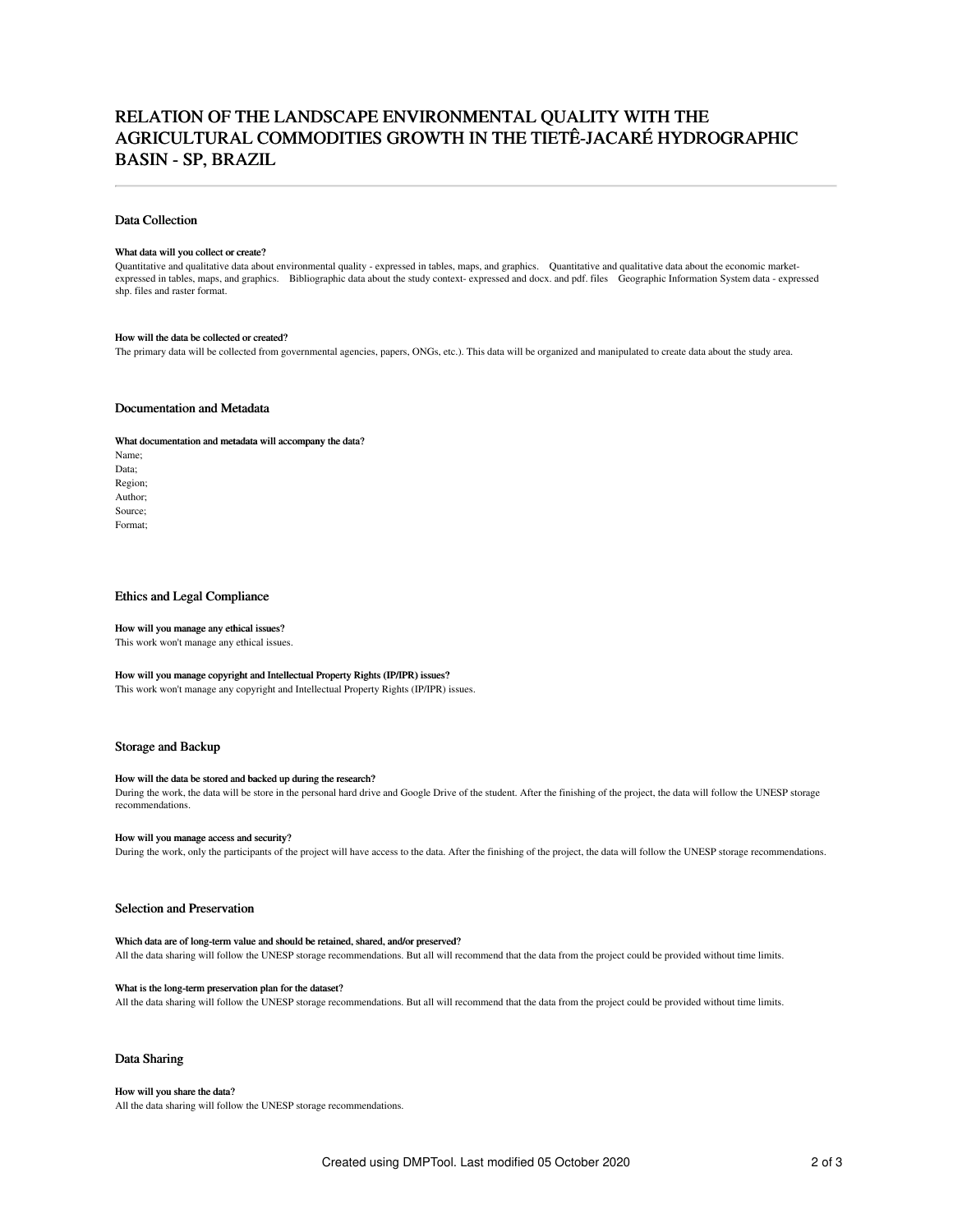# RELATION OF THE LANDSCAPE ENVIRONMENTAL QUALITY WITH THE AGRICULTURAL COMMODITIES GROWTH IN THE TIETÊ-JACARÉ HYDROGRAPHIC BASIN - SP, BRAZIL

## Data Collection

### What data will you collect or create?

Quantitative and qualitative data about environmental quality - expressed in tables, maps, and graphics. Quantitative and qualitative data about the economic market- expressed in tables, maps, and graphics. Bibliographic data about the study context- expressed and docx. and pdf. files Geographic Information System data - expressed shp. files and raster format.

### How will the data be collected or created?

The primary data will be collected from governmental agencies, papers, ONGs, etc.). This data will be organized and manipulated to create data about the study area.

## Documentation and Metadata

### What documentation and metadata will accompany the data?

Name;
Data;
Region;
Author;
Source;
Format;

## Ethics and Legal Compliance

### How will you manage any ethical issues?

This work won't manage any ethical issues.

### How will you manage copyright and Intellectual Property Rights (IP/IPR) issues?

This work won't manage any copyright and Intellectual Property Rights (IP/IPR) issues.

## Storage and Backup

### How will the data be stored and backed up during the research?

During the work, the data will be store in the personal hard drive and Google Drive of the student. After the finishing of the project, the data will follow the UNESP storage recommendations.

### How will you manage access and security?

During the work, only the participants of the project will have access to the data. After the finishing of the project, the data will follow the UNESP storage recommendations.

## Selection and Preservation

### Which data are of long-term value and should be retained, shared, and/or preserved?

All the data sharing will follow the UNESP storage recommendations. But all will recommend that the data from the project could be provided without time limits.

### What is the long-term preservation plan for the dataset?

All the data sharing will follow the UNESP storage recommendations. But all will recommend that the data from the project could be provided without time limits.

## Data Sharing

### How will you share the data?

All the data sharing will follow the UNESP storage recommendations.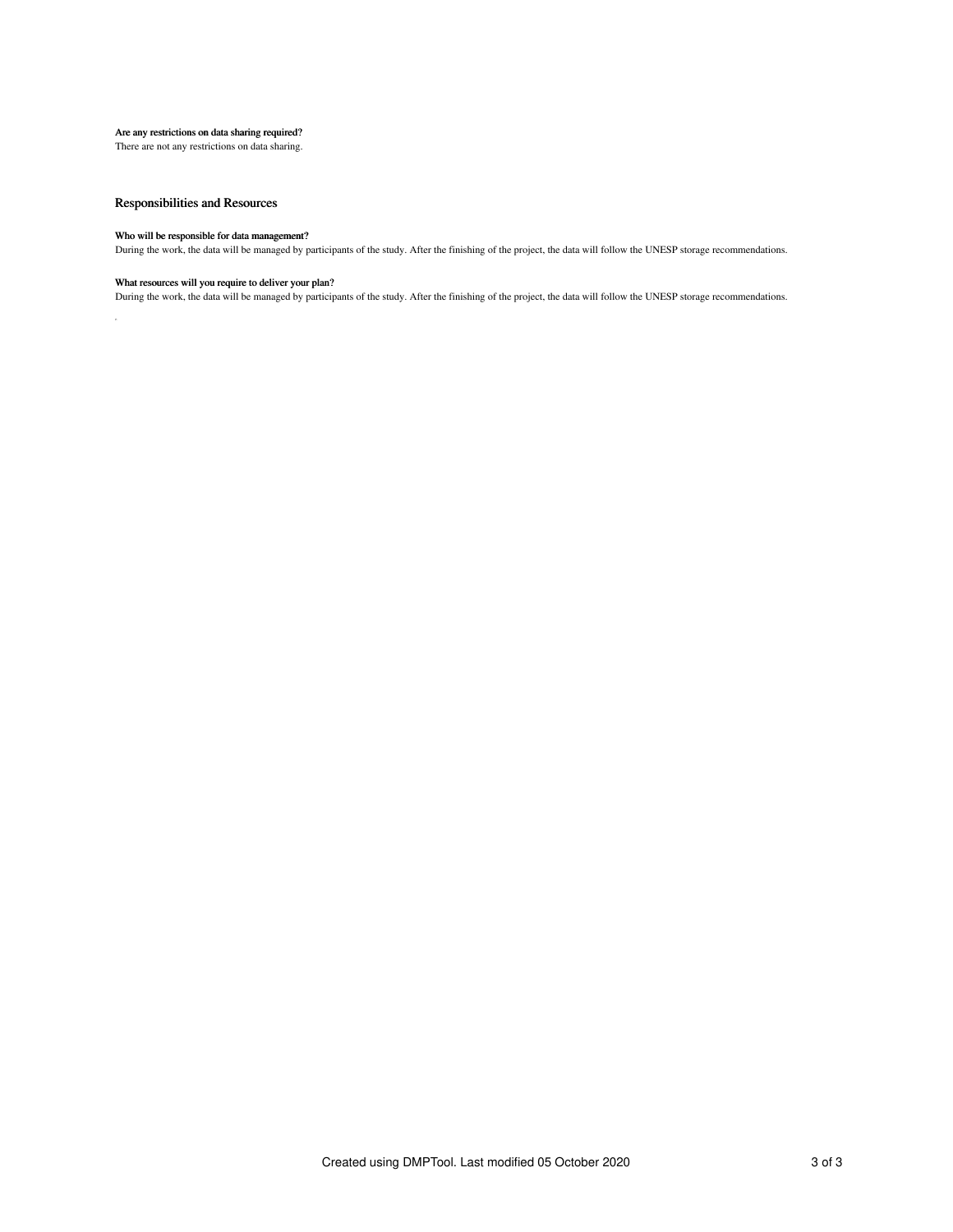**Are any restrictions on data sharing required?**

There are not any restrictions on data sharing.

## Responsibilities and Resources

**Who will be responsible for data management?**

During the work, the data will be managed by participants of the study. After the finishing of the project, the data will follow the UNESP storage recommendations.

**What resources will you require to deliver your plan?**

During the work, the data will be managed by participants of the study. After the finishing of the project, the data will follow the UNESP storage recommendations.

.